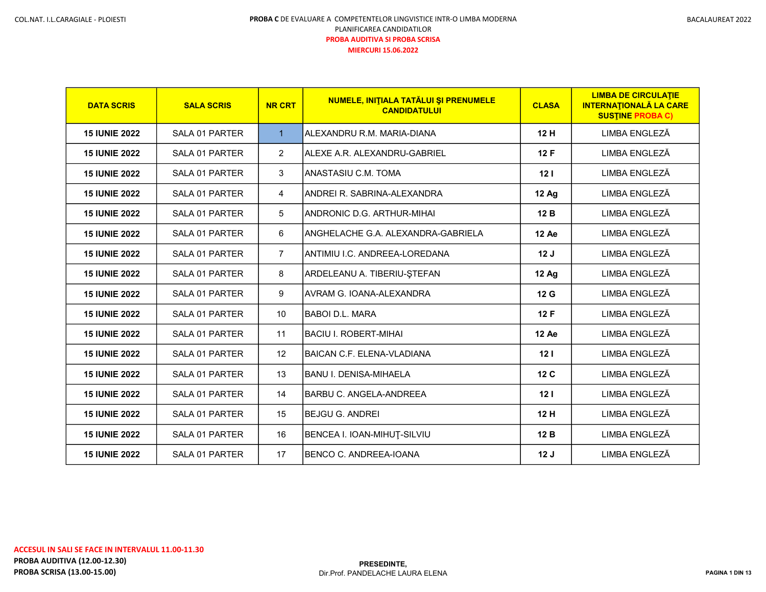COL.NAT. I.L.CARAGIALE - PLOIESTI

**PROBA C** DE EVALUARE A COMPETENTELOR LINGVISTICE INTR-O LIMBA MODERNA
PLANIFICAREA CANDIDATILOR
**PROBA AUDITIVA SI PROBA SCRISA**
**MIERCURI 15.06.2022**

BACALAUREAT 2022

| DATA SCRIS | SALA SCRIS | NR CRT | NUMELE, INIŢIALA TATĂLUI ŞI PRENUMELE CANDIDATULUI | CLASA | LIMBA DE CIRCULAŢIE INTERNAŢIONALĂ LA CARE SUSŢINE PROBA C) |
|---|---|---|---|---|---|
| **15 IUNIE 2022** | SALA 01 PARTER | 1 | ALEXANDRU R.M. MARIA-DIANA | **12 H** | LIMBA ENGLEZĂ |
| **15 IUNIE 2022** | SALA 01 PARTER | 2 | ALEXE A.R. ALEXANDRU-GABRIEL | **12 F** | LIMBA ENGLEZĂ |
| **15 IUNIE 2022** | SALA 01 PARTER | 3 | ANASTASIU C.M. TOMA | **12 I** | LIMBA ENGLEZĂ |
| **15 IUNIE 2022** | SALA 01 PARTER | 4 | ANDREI R. SABRINA-ALEXANDRA | **12 Ag** | LIMBA ENGLEZĂ |
| **15 IUNIE 2022** | SALA 01 PARTER | 5 | ANDRONIC D.G. ARTHUR-MIHAI | **12 B** | LIMBA ENGLEZĂ |
| **15 IUNIE 2022** | SALA 01 PARTER | 6 | ANGHELACHE G.A. ALEXANDRA-GABRIELA | **12 Ae** | LIMBA ENGLEZĂ |
| **15 IUNIE 2022** | SALA 01 PARTER | 7 | ANTIMIU I.C. ANDREEA-LOREDANA | **12 J** | LIMBA ENGLEZĂ |
| **15 IUNIE 2022** | SALA 01 PARTER | 8 | ARDELEANU A. TIBERIU-ŞTEFAN | **12 Ag** | LIMBA ENGLEZĂ |
| **15 IUNIE 2022** | SALA 01 PARTER | 9 | AVRAM G. IOANA-ALEXANDRA | **12 G** | LIMBA ENGLEZĂ |
| **15 IUNIE 2022** | SALA 01 PARTER | 10 | BABOI D.L. MARA | **12 F** | LIMBA ENGLEZĂ |
| **15 IUNIE 2022** | SALA 01 PARTER | 11 | BACIU I. ROBERT-MIHAI | **12 Ae** | LIMBA ENGLEZĂ |
| **15 IUNIE 2022** | SALA 01 PARTER | 12 | BAICAN C.F. ELENA-VLADIANA | **12 I** | LIMBA ENGLEZĂ |
| **15 IUNIE 2022** | SALA 01 PARTER | 13 | BANU I. DENISA-MIHAELA | **12 C** | LIMBA ENGLEZĂ |
| **15 IUNIE 2022** | SALA 01 PARTER | 14 | BARBU C. ANGELA-ANDREEA | **12 I** | LIMBA ENGLEZĂ |
| **15 IUNIE 2022** | SALA 01 PARTER | 15 | BEJGU G. ANDREI | **12 H** | LIMBA ENGLEZĂ |
| **15 IUNIE 2022** | SALA 01 PARTER | 16 | BENCEA I. IOAN-MIHUŢ-SILVIU | **12 B** | LIMBA ENGLEZĂ |
| **15 IUNIE 2022** | SALA 01 PARTER | 17 | BENCO C. ANDREEA-IOANA | **12 J** | LIMBA ENGLEZĂ |

**ACCESUL IN SALI SE FACE IN INTERVALUL 11.00-11.30**
**PROBA AUDITIVA (12.00-12.30)**
**PROBA SCRISA (13.00-15.00)**

**PRESEDINTE,**
Dir.Prof. PANDELACHE LAURA ELENA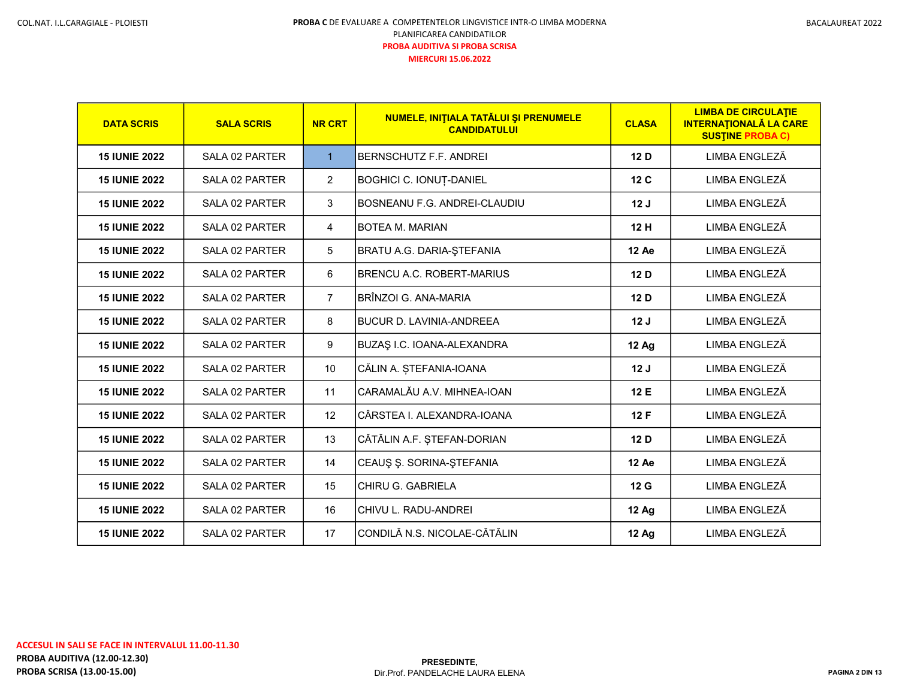**PROBA C** DE EVALUARE A COMPETENTELOR LINGVISTICE INTR-O LIMBA MODERNA
PLANIFICAREA CANDIDATILOR
**PROBA AUDITIVA SI PROBA SCRISA**
**MIERCURI 15.06.2022**

| DATA SCRIS | SALA SCRIS | NR CRT | NUMELE, INIŢIALA TATĂLUI ŞI PRENUMELE CANDIDATULUI | CLASA | LIMBA DE CIRCULAŢIE INTERNAŢIONALĂ LA CARE SUSŢINE PROBA C) |
|---|---|---|---|---|---|
| **15 IUNIE 2022** | SALA 02 PARTER | 1 | BERNSCHUTZ F.F. ANDREI | **12 D** | LIMBA ENGLEZĂ |
| **15 IUNIE 2022** | SALA 02 PARTER | 2 | BOGHICI C. IONUȚ-DANIEL | **12 C** | LIMBA ENGLEZĂ |
| **15 IUNIE 2022** | SALA 02 PARTER | 3 | BOSNEANU F.G. ANDREI-CLAUDIU | **12 J** | LIMBA ENGLEZĂ |
| **15 IUNIE 2022** | SALA 02 PARTER | 4 | BOTEA M. MARIAN | **12 H** | LIMBA ENGLEZĂ |
| **15 IUNIE 2022** | SALA 02 PARTER | 5 | BRATU A.G. DARIA-ŞTEFANIA | **12 Ae** | LIMBA ENGLEZĂ |
| **15 IUNIE 2022** | SALA 02 PARTER | 6 | BRENCU A.C. ROBERT-MARIUS | **12 D** | LIMBA ENGLEZĂ |
| **15 IUNIE 2022** | SALA 02 PARTER | 7 | BRÎNZOI G. ANA-MARIA | **12 D** | LIMBA ENGLEZĂ |
| **15 IUNIE 2022** | SALA 02 PARTER | 8 | BUCUR D. LAVINIA-ANDREEA | **12 J** | LIMBA ENGLEZĂ |
| **15 IUNIE 2022** | SALA 02 PARTER | 9 | BUZAŞ I.C. IOANA-ALEXANDRA | **12 Ag** | LIMBA ENGLEZĂ |
| **15 IUNIE 2022** | SALA 02 PARTER | 10 | CĂLIN A. ȘTEFANIA-IOANA | **12 J** | LIMBA ENGLEZĂ |
| **15 IUNIE 2022** | SALA 02 PARTER | 11 | CARAMALĂU A.V. MIHNEA-IOAN | **12 E** | LIMBA ENGLEZĂ |
| **15 IUNIE 2022** | SALA 02 PARTER | 12 | CÂRSTEA I. ALEXANDRA-IOANA | **12 F** | LIMBA ENGLEZĂ |
| **15 IUNIE 2022** | SALA 02 PARTER | 13 | CĂTĂLIN A.F. ȘTEFAN-DORIAN | **12 D** | LIMBA ENGLEZĂ |
| **15 IUNIE 2022** | SALA 02 PARTER | 14 | CEAUŞ Ş. SORINA-ŞTEFANIA | **12 Ae** | LIMBA ENGLEZĂ |
| **15 IUNIE 2022** | SALA 02 PARTER | 15 | CHIRU G. GABRIELA | **12 G** | LIMBA ENGLEZĂ |
| **15 IUNIE 2022** | SALA 02 PARTER | 16 | CHIVU L. RADU-ANDREI | **12 Ag** | LIMBA ENGLEZĂ |
| **15 IUNIE 2022** | SALA 02 PARTER | 17 | CONDILĂ N.S. NICOLAE-CĂTĂLIN | **12 Ag** | LIMBA ENGLEZĂ |

**ACCESUL IN SALI SE FACE IN INTERVALUL 11.00-11.30**
**PROBA AUDITIVA (12.00-12.30)**
**PROBA SCRISA (13.00-15.00)**

**PRESEDINTE,**
Dir.Prof. PANDELACHE LAURA ELENA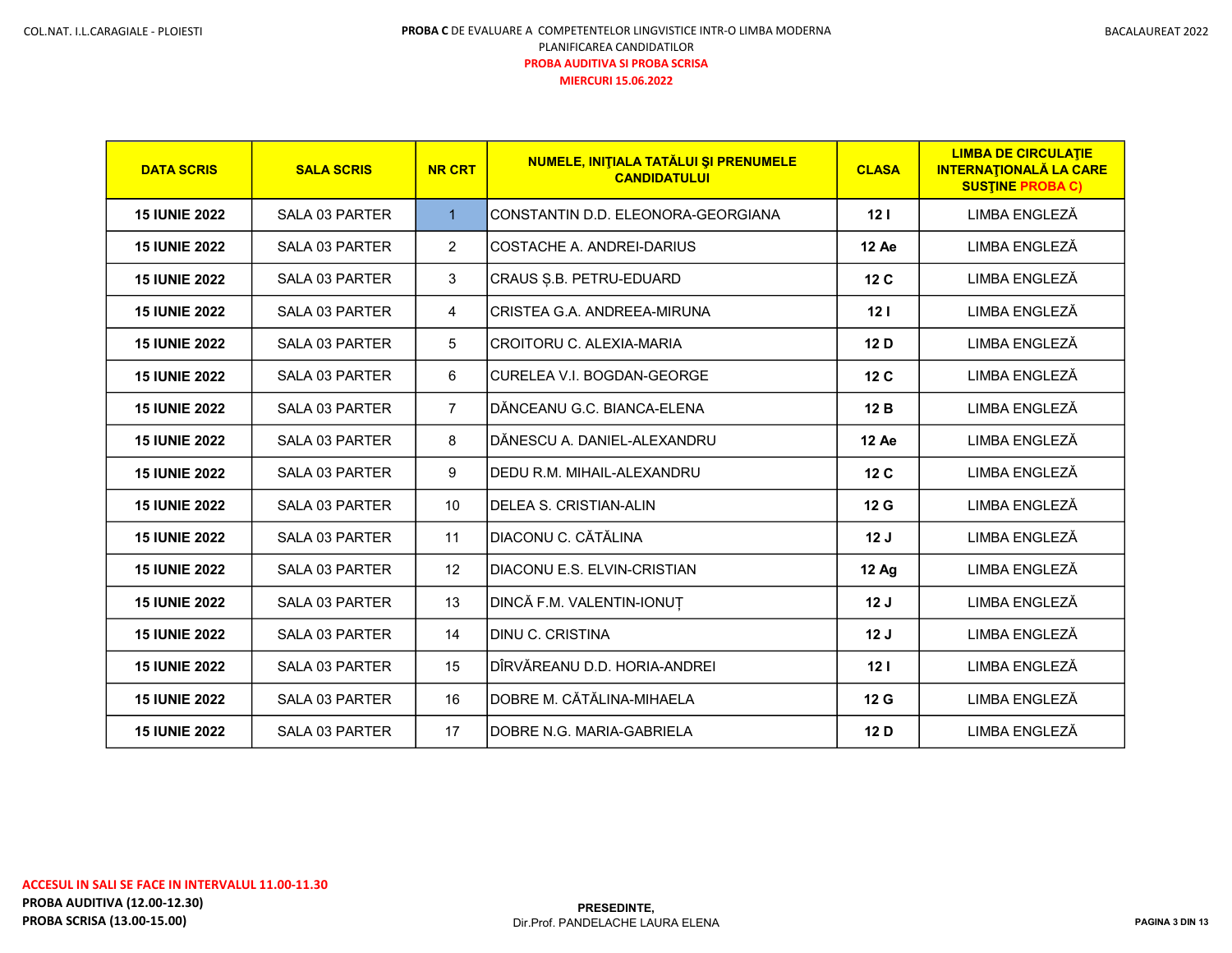**PROBA C** DE EVALUARE A COMPETENTELOR LINGVISTICE INTR-O LIMBA MODERNA

PLANIFICAREA CANDIDATILOR

**PROBA AUDITIVA SI PROBA SCRISA**

**MIERCURI 15.06.2022**

| DATA SCRIS | SALA SCRIS | NR CRT | NUMELE, INIŢIALA TATĂLUI ŞI PRENUMELE CANDIDATULUI | CLASA | LIMBA DE CIRCULAŢIE INTERNAŢIONALĂ LA CARE SUSŢINE PROBA C) |
|---|---|---|---|---|---|
| 15 IUNIE 2022 | SALA 03 PARTER | 1 | CONSTANTIN D.D. ELEONORA-GEORGIANA | 12 I | LIMBA ENGLEZĂ |
| 15 IUNIE 2022 | SALA 03 PARTER | 2 | COSTACHE A. ANDREI-DARIUS | 12 Ae | LIMBA ENGLEZĂ |
| 15 IUNIE 2022 | SALA 03 PARTER | 3 | CRAUS Ș.B. PETRU-EDUARD | 12 C | LIMBA ENGLEZĂ |
| 15 IUNIE 2022 | SALA 03 PARTER | 4 | CRISTEA G.A. ANDREEA-MIRUNA | 12 I | LIMBA ENGLEZĂ |
| 15 IUNIE 2022 | SALA 03 PARTER | 5 | CROITORU C. ALEXIA-MARIA | 12 D | LIMBA ENGLEZĂ |
| 15 IUNIE 2022 | SALA 03 PARTER | 6 | CURELEA V.I. BOGDAN-GEORGE | 12 C | LIMBA ENGLEZĂ |
| 15 IUNIE 2022 | SALA 03 PARTER | 7 | DĂNCEANU G.C. BIANCA-ELENA | 12 B | LIMBA ENGLEZĂ |
| 15 IUNIE 2022 | SALA 03 PARTER | 8 | DĂNESCU A. DANIEL-ALEXANDRU | 12 Ae | LIMBA ENGLEZĂ |
| 15 IUNIE 2022 | SALA 03 PARTER | 9 | DEDU R.M. MIHAIL-ALEXANDRU | 12 C | LIMBA ENGLEZĂ |
| 15 IUNIE 2022 | SALA 03 PARTER | 10 | DELEA S. CRISTIAN-ALIN | 12 G | LIMBA ENGLEZĂ |
| 15 IUNIE 2022 | SALA 03 PARTER | 11 | DIACONU C. CĂTĂLINA | 12 J | LIMBA ENGLEZĂ |
| 15 IUNIE 2022 | SALA 03 PARTER | 12 | DIACONU E.S. ELVIN-CRISTIAN | 12 Ag | LIMBA ENGLEZĂ |
| 15 IUNIE 2022 | SALA 03 PARTER | 13 | DINCĂ F.M. VALENTIN-IONUȚ | 12 J | LIMBA ENGLEZĂ |
| 15 IUNIE 2022 | SALA 03 PARTER | 14 | DINU C. CRISTINA | 12 J | LIMBA ENGLEZĂ |
| 15 IUNIE 2022 | SALA 03 PARTER | 15 | DÎRVĂREANU D.D. HORIA-ANDREI | 12 I | LIMBA ENGLEZĂ |
| 15 IUNIE 2022 | SALA 03 PARTER | 16 | DOBRE M. CĂTĂLINA-MIHAELA | 12 G | LIMBA ENGLEZĂ |
| 15 IUNIE 2022 | SALA 03 PARTER | 17 | DOBRE N.G. MARIA-GABRIELA | 12 D | LIMBA ENGLEZĂ |

**ACCESUL IN SALI SE FACE IN INTERVALUL 11.00-11.30**

**PROBA AUDITIVA (12.00-12.30)**

**PROBA SCRISA (13.00-15.00)**

**PRESEDINTE,**
Dir.Prof. PANDELACHE LAURA ELENA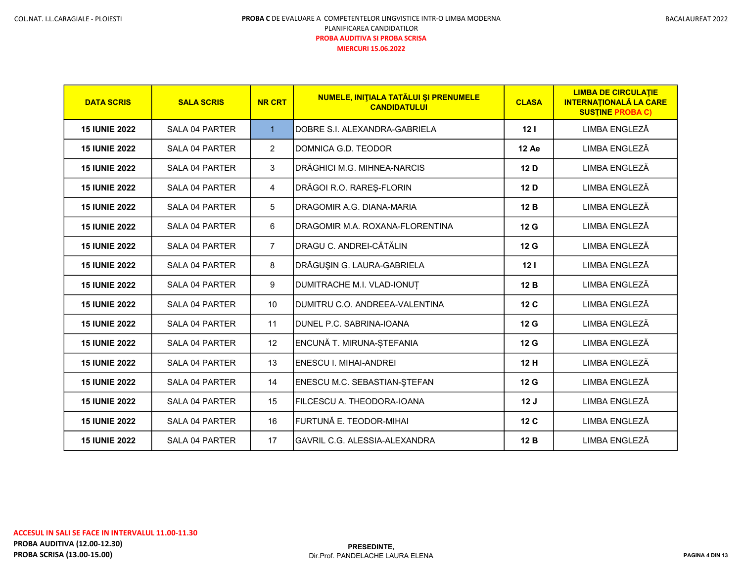PROBA C DE EVALUARE A COMPETENTELOR LINGVISTICE INTR-O LIMBA MODERNA

PLANIFICAREA CANDIDATILOR

**PROBA AUDITIVA SI PROBA SCRISA**

**MIERCURI 15.06.2022**

| DATA SCRIS | SALA SCRIS | NR CRT | NUMELE, INIŢIALA TATĂLUI ŞI PRENUMELE CANDIDATULUI | CLASA | LIMBA DE CIRCULAŢIE INTERNAŢIONALĂ LA CARE SUSŢINE PROBA C) |
|---|---|---|---|---|---|
| 15 IUNIE 2022 | SALA 04 PARTER | 1 | DOBRE S.I. ALEXANDRA-GABRIELA | 12 I | LIMBA ENGLEZĂ |
| 15 IUNIE 2022 | SALA 04 PARTER | 2 | DOMNICA G.D. TEODOR | 12 Ae | LIMBA ENGLEZĂ |
| 15 IUNIE 2022 | SALA 04 PARTER | 3 | DRĂGHICI M.G. MIHNEA-NARCIS | 12 D | LIMBA ENGLEZĂ |
| 15 IUNIE 2022 | SALA 04 PARTER | 4 | DRĂGOI R.O. RAREŞ-FLORIN | 12 D | LIMBA ENGLEZĂ |
| 15 IUNIE 2022 | SALA 04 PARTER | 5 | DRAGOMIR A.G. DIANA-MARIA | 12 B | LIMBA ENGLEZĂ |
| 15 IUNIE 2022 | SALA 04 PARTER | 6 | DRAGOMIR M.A. ROXANA-FLORENTINA | 12 G | LIMBA ENGLEZĂ |
| 15 IUNIE 2022 | SALA 04 PARTER | 7 | DRAGU C. ANDREI-CĂTĂLIN | 12 G | LIMBA ENGLEZĂ |
| 15 IUNIE 2022 | SALA 04 PARTER | 8 | DRĂGUŞIN G. LAURA-GABRIELA | 12 I | LIMBA ENGLEZĂ |
| 15 IUNIE 2022 | SALA 04 PARTER | 9 | DUMITRACHE M.I. VLAD-IONUȚ | 12 B | LIMBA ENGLEZĂ |
| 15 IUNIE 2022 | SALA 04 PARTER | 10 | DUMITRU C.O. ANDREEA-VALENTINA | 12 C | LIMBA ENGLEZĂ |
| 15 IUNIE 2022 | SALA 04 PARTER | 11 | DUNEL P.C. SABRINA-IOANA | 12 G | LIMBA ENGLEZĂ |
| 15 IUNIE 2022 | SALA 04 PARTER | 12 | ENCUNĂ T. MIRUNA-ȘTEFANIA | 12 G | LIMBA ENGLEZĂ |
| 15 IUNIE 2022 | SALA 04 PARTER | 13 | ENESCU I. MIHAI-ANDREI | 12 H | LIMBA ENGLEZĂ |
| 15 IUNIE 2022 | SALA 04 PARTER | 14 | ENESCU M.C. SEBASTIAN-ŞTEFAN | 12 G | LIMBA ENGLEZĂ |
| 15 IUNIE 2022 | SALA 04 PARTER | 15 | FILCESCU A. THEODORA-IOANA | 12 J | LIMBA ENGLEZĂ |
| 15 IUNIE 2022 | SALA 04 PARTER | 16 | FURTUNĂ E. TEODOR-MIHAI | 12 C | LIMBA ENGLEZĂ |
| 15 IUNIE 2022 | SALA 04 PARTER | 17 | GAVRIL C.G. ALESSIA-ALEXANDRA | 12 B | LIMBA ENGLEZĂ |

**ACCESUL IN SALI SE FACE IN INTERVALUL 11.00-11.30**

**PROBA AUDITIVA (12.00-12.30)**

**PROBA SCRISA (13.00-15.00)**

**PRESEDINTE,**
Dir.Prof. PANDELACHE LAURA ELENA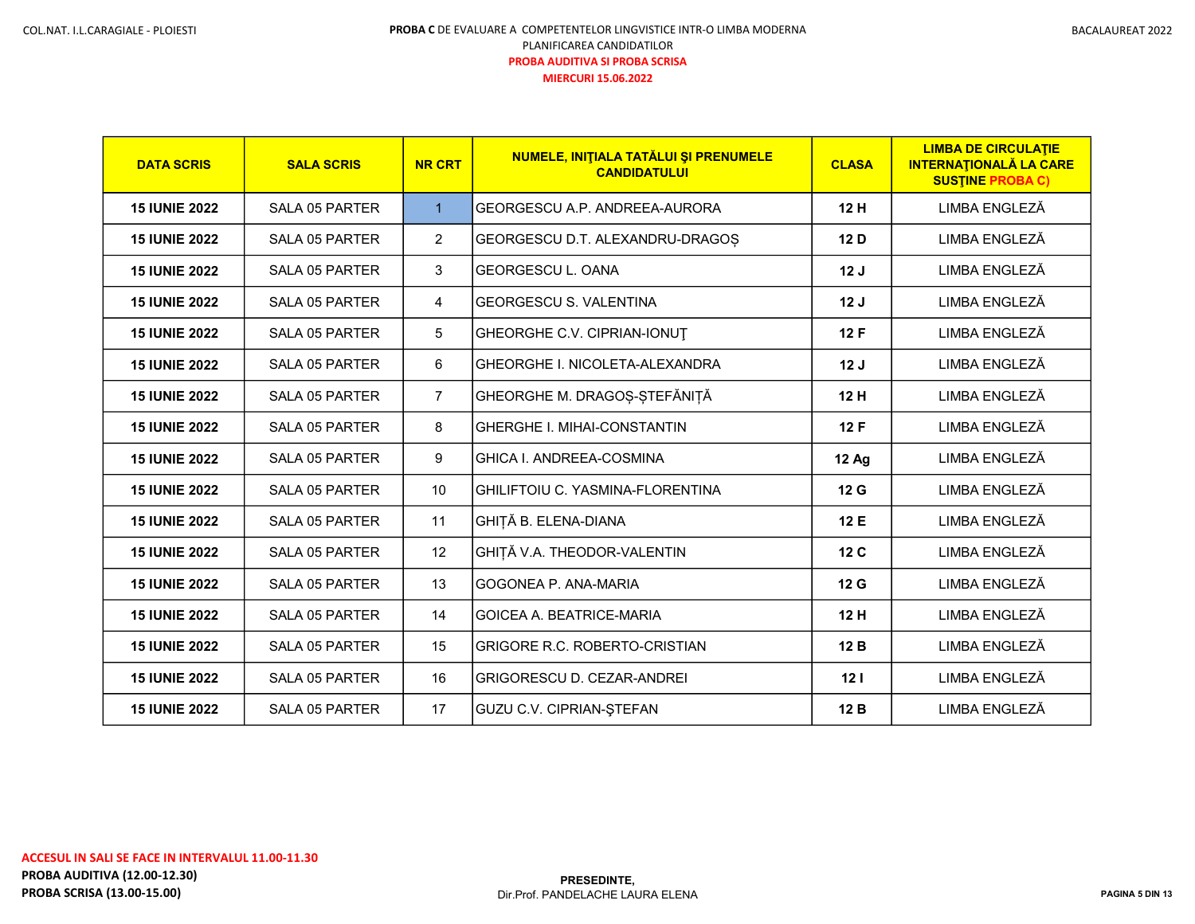COL.NAT. I.L.CARAGIALE - PLOIESTI

**PROBA C** DE EVALUARE A COMPETENTELOR LINGVISTICE INTR-O LIMBA MODERNA

PLANIFICAREA CANDIDATILOR

**PROBA AUDITIVA SI PROBA SCRISA**

**MIERCURI 15.06.2022**

BACALAUREAT 2022

| DATA SCRIS | SALA SCRIS | NR CRT | NUMELE, INIŢIALA TATĂLUI ŞI PRENUMELE CANDIDATULUI | CLASA | LIMBA DE CIRCULAŢIE INTERNAŢIONALĂ LA CARE SUSŢINE PROBA C) |
|---|---|---|---|---|---|
| 15 IUNIE 2022 | SALA 05 PARTER | 1 | GEORGESCU A.P. ANDREEA-AURORA | 12 H | LIMBA ENGLEZĂ |
| 15 IUNIE 2022 | SALA 05 PARTER | 2 | GEORGESCU D.T. ALEXANDRU-DRAGOȘ | 12 D | LIMBA ENGLEZĂ |
| 15 IUNIE 2022 | SALA 05 PARTER | 3 | GEORGESCU L. OANA | 12 J | LIMBA ENGLEZĂ |
| 15 IUNIE 2022 | SALA 05 PARTER | 4 | GEORGESCU S. VALENTINA | 12 J | LIMBA ENGLEZĂ |
| 15 IUNIE 2022 | SALA 05 PARTER | 5 | GHEORGHE C.V. CIPRIAN-IONUŢ | 12 F | LIMBA ENGLEZĂ |
| 15 IUNIE 2022 | SALA 05 PARTER | 6 | GHEORGHE I. NICOLETA-ALEXANDRA | 12 J | LIMBA ENGLEZĂ |
| 15 IUNIE 2022 | SALA 05 PARTER | 7 | GHEORGHE M. DRAGOȘ-ȘTEFĂNIȚĂ | 12 H | LIMBA ENGLEZĂ |
| 15 IUNIE 2022 | SALA 05 PARTER | 8 | GHERGHE I. MIHAI-CONSTANTIN | 12 F | LIMBA ENGLEZĂ |
| 15 IUNIE 2022 | SALA 05 PARTER | 9 | GHICA I. ANDREEA-COSMINA | 12 Ag | LIMBA ENGLEZĂ |
| 15 IUNIE 2022 | SALA 05 PARTER | 10 | GHILIFTOIU C. YASMINA-FLORENTINA | 12 G | LIMBA ENGLEZĂ |
| 15 IUNIE 2022 | SALA 05 PARTER | 11 | GHIȚĂ B. ELENA-DIANA | 12 E | LIMBA ENGLEZĂ |
| 15 IUNIE 2022 | SALA 05 PARTER | 12 | GHIȚĂ V.A. THEODOR-VALENTIN | 12 C | LIMBA ENGLEZĂ |
| 15 IUNIE 2022 | SALA 05 PARTER | 13 | GOGONEA P. ANA-MARIA | 12 G | LIMBA ENGLEZĂ |
| 15 IUNIE 2022 | SALA 05 PARTER | 14 | GOICEA A. BEATRICE-MARIA | 12 H | LIMBA ENGLEZĂ |
| 15 IUNIE 2022 | SALA 05 PARTER | 15 | GRIGORE R.C. ROBERTO-CRISTIAN | 12 B | LIMBA ENGLEZĂ |
| 15 IUNIE 2022 | SALA 05 PARTER | 16 | GRIGORESCU D. CEZAR-ANDREI | 12 I | LIMBA ENGLEZĂ |
| 15 IUNIE 2022 | SALA 05 PARTER | 17 | GUZU C.V. CIPRIAN-ŞTEFAN | 12 B | LIMBA ENGLEZĂ |

**ACCESUL IN SALI SE FACE IN INTERVALUL 11.00-11.30**

**PROBA AUDITIVA (12.00-12.30)**

**PROBA SCRISA (13.00-15.00)**

**PRESEDINTE,**
Dir.Prof. PANDELACHE LAURA ELENA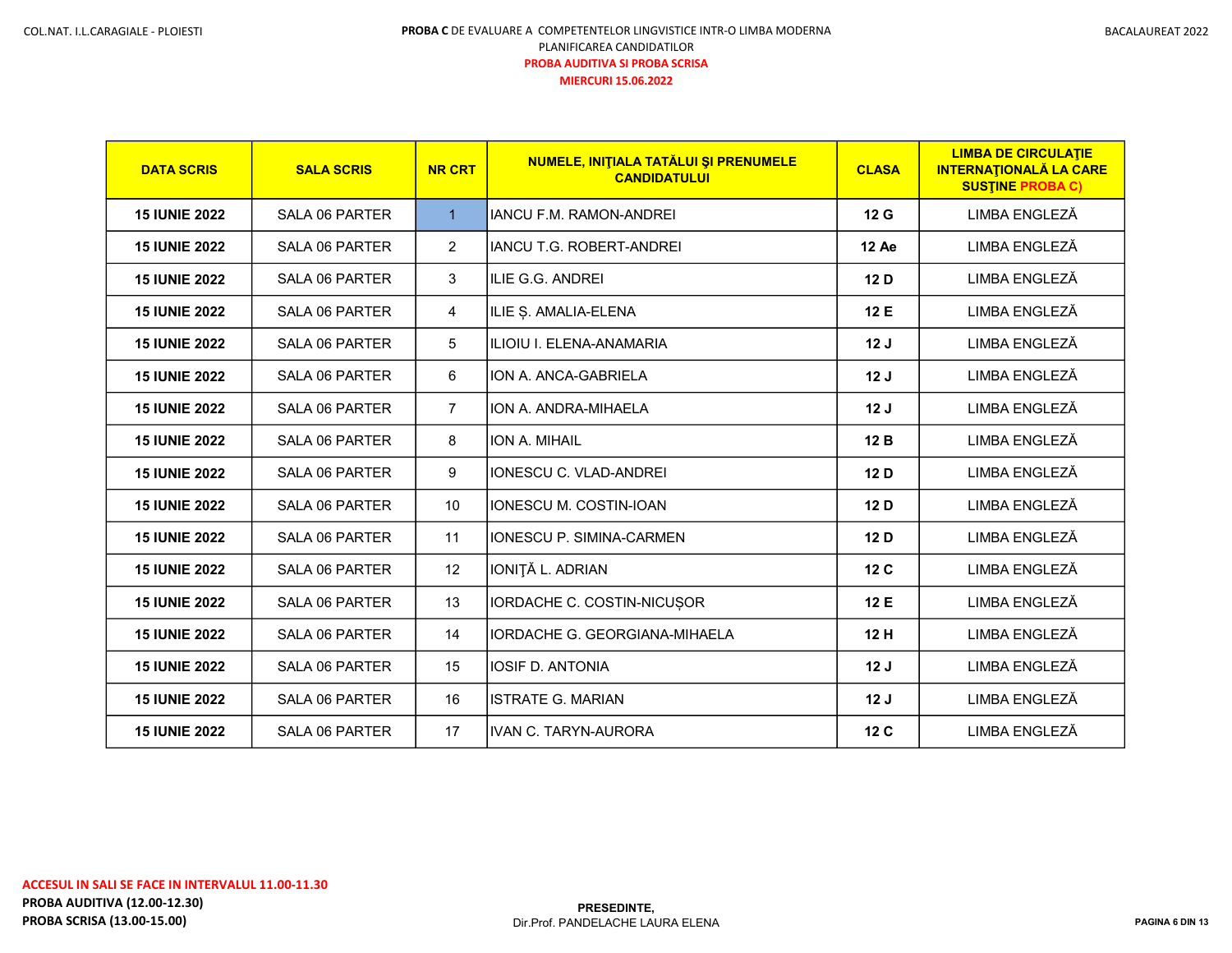COL.NAT. I.L.CARAGIALE - PLOIESTI

**PROBA C** DE EVALUARE A COMPETENTELOR LINGVISTICE INTR-O LIMBA MODERNA

PLANIFICAREA CANDIDATILOR

**PROBA AUDITIVA SI PROBA SCRISA**

**MIERCURI 15.06.2022**

BACALAUREAT 2022

| DATA SCRIS | SALA SCRIS | NR CRT | NUMELE, INIŢIALA TATĂLUI ŞI PRENUMELE CANDIDATULUI | CLASA | LIMBA DE CIRCULAŢIE INTERNAŢIONALĂ LA CARE SUSŢINE PROBA C) |
|---|---|---|---|---|---|
| **15 IUNIE 2022** | SALA 06 PARTER | 1 | IANCU F.M. RAMON-ANDREI | **12 G** | LIMBA ENGLEZĂ |
| **15 IUNIE 2022** | SALA 06 PARTER | 2 | IANCU T.G. ROBERT-ANDREI | **12 Ae** | LIMBA ENGLEZĂ |
| **15 IUNIE 2022** | SALA 06 PARTER | 3 | ILIE G.G. ANDREI | **12 D** | LIMBA ENGLEZĂ |
| **15 IUNIE 2022** | SALA 06 PARTER | 4 | ILIE Ș. AMALIA-ELENA | **12 E** | LIMBA ENGLEZĂ |
| **15 IUNIE 2022** | SALA 06 PARTER | 5 | ILIOIU I. ELENA-ANAMARIA | **12 J** | LIMBA ENGLEZĂ |
| **15 IUNIE 2022** | SALA 06 PARTER | 6 | ION A. ANCA-GABRIELA | **12 J** | LIMBA ENGLEZĂ |
| **15 IUNIE 2022** | SALA 06 PARTER | 7 | ION A. ANDRA-MIHAELA | **12 J** | LIMBA ENGLEZĂ |
| **15 IUNIE 2022** | SALA 06 PARTER | 8 | ION A. MIHAIL | **12 B** | LIMBA ENGLEZĂ |
| **15 IUNIE 2022** | SALA 06 PARTER | 9 | IONESCU C. VLAD-ANDREI | **12 D** | LIMBA ENGLEZĂ |
| **15 IUNIE 2022** | SALA 06 PARTER | 10 | IONESCU M. COSTIN-IOAN | **12 D** | LIMBA ENGLEZĂ |
| **15 IUNIE 2022** | SALA 06 PARTER | 11 | IONESCU P. SIMINA-CARMEN | **12 D** | LIMBA ENGLEZĂ |
| **15 IUNIE 2022** | SALA 06 PARTER | 12 | IONIŢĂ L. ADRIAN | **12 C** | LIMBA ENGLEZĂ |
| **15 IUNIE 2022** | SALA 06 PARTER | 13 | IORDACHE C. COSTIN-NICUȘOR | **12 E** | LIMBA ENGLEZĂ |
| **15 IUNIE 2022** | SALA 06 PARTER | 14 | IORDACHE G. GEORGIANA-MIHAELA | **12 H** | LIMBA ENGLEZĂ |
| **15 IUNIE 2022** | SALA 06 PARTER | 15 | IOSIF D. ANTONIA | **12 J** | LIMBA ENGLEZĂ |
| **15 IUNIE 2022** | SALA 06 PARTER | 16 | ISTRATE G. MARIAN | **12 J** | LIMBA ENGLEZĂ |
| **15 IUNIE 2022** | SALA 06 PARTER | 17 | IVAN C. TARYN-AURORA | **12 C** | LIMBA ENGLEZĂ |

**ACCESUL IN SALI SE FACE IN INTERVALUL 11.00-11.30**

**PROBA AUDITIVA (12.00-12.30)**

**PROBA SCRISA (13.00-15.00)**

**PRESEDINTE,**
Dir.Prof. PANDELACHE LAURA ELENA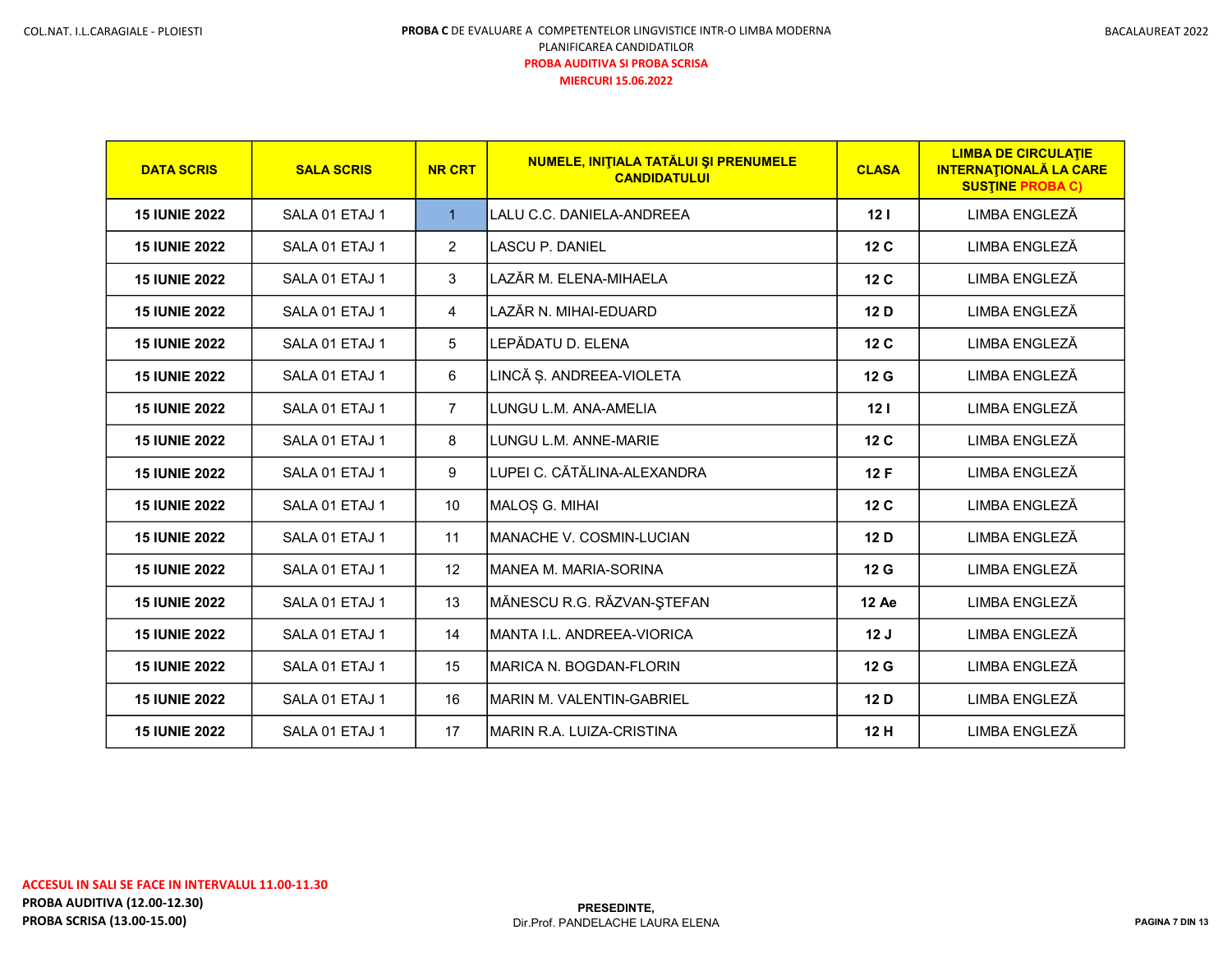**PROBA C** DE EVALUARE A COMPETENTELOR LINGVISTICE INTR-O LIMBA MODERNA

PLANIFICAREA CANDIDATILOR

**PROBA AUDITIVA SI PROBA SCRISA**

**MIERCURI 15.06.2022**

| DATA SCRIS | SALA SCRIS | NR CRT | NUMELE, INIŢIALA TATĂLUI ŞI PRENUMELE CANDIDATULUI | CLASA | LIMBA DE CIRCULAŢIE INTERNAŢIONALĂ LA CARE SUSŢINE PROBA C) |
|---|---|---|---|---|---|
| **15 IUNIE 2022** | SALA 01 ETAJ 1 | 1 | LALU C.C. DANIELA-ANDREEA | **12 I** | LIMBA ENGLEZĂ |
| **15 IUNIE 2022** | SALA 01 ETAJ 1 | 2 | LASCU P. DANIEL | **12 C** | LIMBA ENGLEZĂ |
| **15 IUNIE 2022** | SALA 01 ETAJ 1 | 3 | LAZĂR M. ELENA-MIHAELA | **12 C** | LIMBA ENGLEZĂ |
| **15 IUNIE 2022** | SALA 01 ETAJ 1 | 4 | LAZĂR N. MIHAI-EDUARD | **12 D** | LIMBA ENGLEZĂ |
| **15 IUNIE 2022** | SALA 01 ETAJ 1 | 5 | LEPĂDATU D. ELENA | **12 C** | LIMBA ENGLEZĂ |
| **15 IUNIE 2022** | SALA 01 ETAJ 1 | 6 | LINCĂ Ș. ANDREEA-VIOLETA | **12 G** | LIMBA ENGLEZĂ |
| **15 IUNIE 2022** | SALA 01 ETAJ 1 | 7 | LUNGU L.M. ANA-AMELIA | **12 I** | LIMBA ENGLEZĂ |
| **15 IUNIE 2022** | SALA 01 ETAJ 1 | 8 | LUNGU L.M. ANNE-MARIE | **12 C** | LIMBA ENGLEZĂ |
| **15 IUNIE 2022** | SALA 01 ETAJ 1 | 9 | LUPEI C. CĂTĂLINA-ALEXANDRA | **12 F** | LIMBA ENGLEZĂ |
| **15 IUNIE 2022** | SALA 01 ETAJ 1 | 10 | MALOȘ G. MIHAI | **12 C** | LIMBA ENGLEZĂ |
| **15 IUNIE 2022** | SALA 01 ETAJ 1 | 11 | MANACHE V. COSMIN-LUCIAN | **12 D** | LIMBA ENGLEZĂ |
| **15 IUNIE 2022** | SALA 01 ETAJ 1 | 12 | MANEA M. MARIA-SORINA | **12 G** | LIMBA ENGLEZĂ |
| **15 IUNIE 2022** | SALA 01 ETAJ 1 | 13 | MĂNESCU R.G. RĂZVAN-ŞTEFAN | **12 Ae** | LIMBA ENGLEZĂ |
| **15 IUNIE 2022** | SALA 01 ETAJ 1 | 14 | MANTA I.L. ANDREEA-VIORICA | **12 J** | LIMBA ENGLEZĂ |
| **15 IUNIE 2022** | SALA 01 ETAJ 1 | 15 | MARICA N. BOGDAN-FLORIN | **12 G** | LIMBA ENGLEZĂ |
| **15 IUNIE 2022** | SALA 01 ETAJ 1 | 16 | MARIN M. VALENTIN-GABRIEL | **12 D** | LIMBA ENGLEZĂ |
| **15 IUNIE 2022** | SALA 01 ETAJ 1 | 17 | MARIN R.A. LUIZA-CRISTINA | **12 H** | LIMBA ENGLEZĂ |

**ACCESUL IN SALI SE FACE IN INTERVALUL 11.00-11.30**

**PROBA AUDITIVA (12.00-12.30)**

**PROBA SCRISA (13.00-15.00)**

**PRESEDINTE,**

Dir.Prof. PANDELACHE LAURA ELENA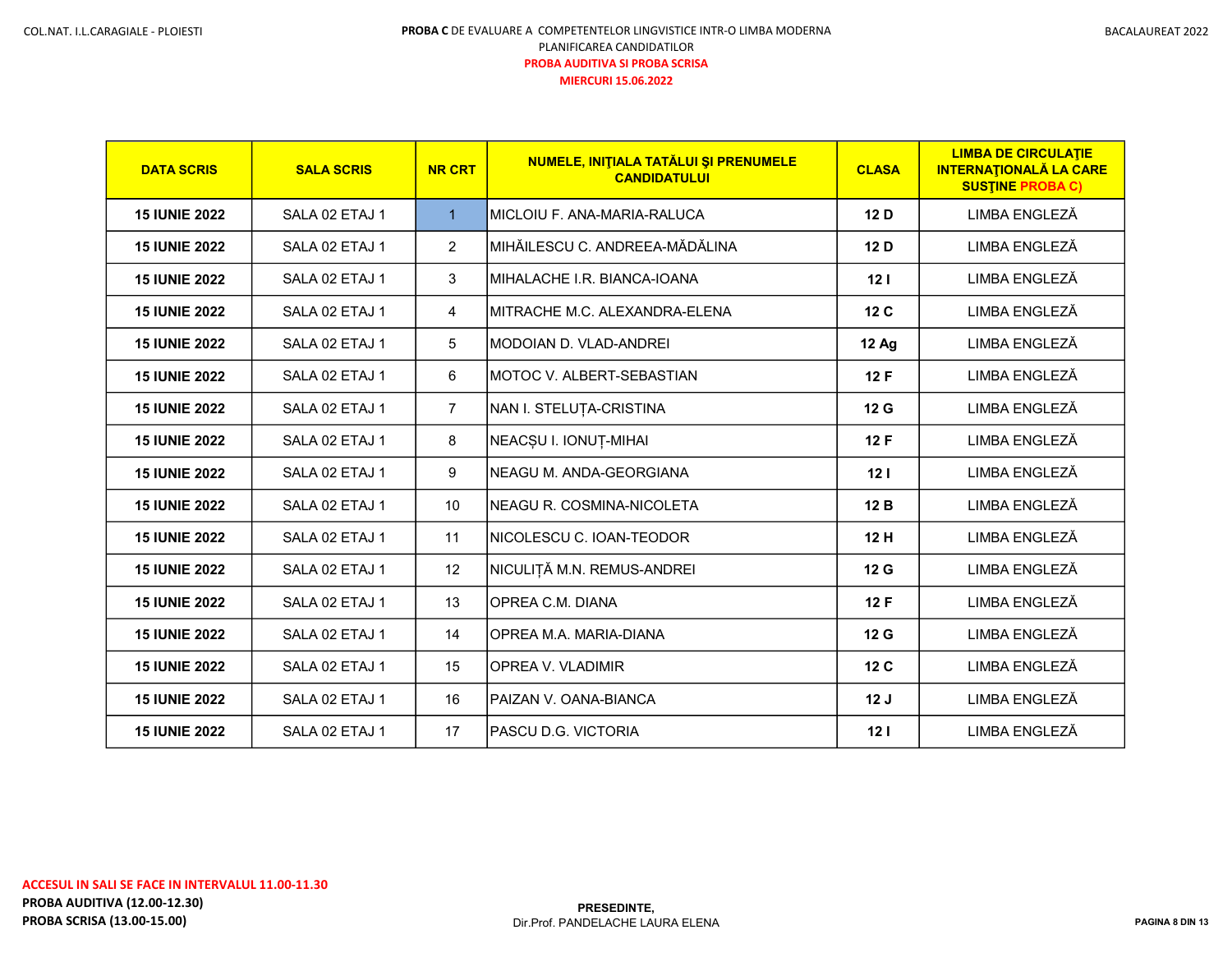**PROBA C** DE EVALUARE A COMPETENTELOR LINGVISTICE INTR-O LIMBA MODERNA

PLANIFICAREA CANDIDATILOR

**PROBA AUDITIVA SI PROBA SCRISA**

**MIERCURI 15.06.2022**

| DATA SCRIS | SALA SCRIS | NR CRT | NUMELE, INIŢIALA TATĂLUI ŞI PRENUMELE CANDIDATULUI | CLASA | LIMBA DE CIRCULAŢIE INTERNAŢIONALĂ LA CARE SUSŢINE PROBA C) |
|---|---|---|---|---|---|
| **15 IUNIE 2022** | SALA 02 ETAJ 1 | 1 | MICLOIU F. ANA-MARIA-RALUCA | **12 D** | LIMBA ENGLEZĂ |
| **15 IUNIE 2022** | SALA 02 ETAJ 1 | 2 | MIHĂILESCU C. ANDREEA-MĂDĂLINA | **12 D** | LIMBA ENGLEZĂ |
| **15 IUNIE 2022** | SALA 02 ETAJ 1 | 3 | MIHALACHE I.R. BIANCA-IOANA | **12 I** | LIMBA ENGLEZĂ |
| **15 IUNIE 2022** | SALA 02 ETAJ 1 | 4 | MITRACHE M.C. ALEXANDRA-ELENA | **12 C** | LIMBA ENGLEZĂ |
| **15 IUNIE 2022** | SALA 02 ETAJ 1 | 5 | MODOIAN D. VLAD-ANDREI | **12 Ag** | LIMBA ENGLEZĂ |
| **15 IUNIE 2022** | SALA 02 ETAJ 1 | 6 | MOTOC V. ALBERT-SEBASTIAN | **12 F** | LIMBA ENGLEZĂ |
| **15 IUNIE 2022** | SALA 02 ETAJ 1 | 7 | NAN I. STELUȚA-CRISTINA | **12 G** | LIMBA ENGLEZĂ |
| **15 IUNIE 2022** | SALA 02 ETAJ 1 | 8 | NEACȘU I. IONUȚ-MIHAI | **12 F** | LIMBA ENGLEZĂ |
| **15 IUNIE 2022** | SALA 02 ETAJ 1 | 9 | NEAGU M. ANDA-GEORGIANA | **12 I** | LIMBA ENGLEZĂ |
| **15 IUNIE 2022** | SALA 02 ETAJ 1 | 10 | NEAGU R. COSMINA-NICOLETA | **12 B** | LIMBA ENGLEZĂ |
| **15 IUNIE 2022** | SALA 02 ETAJ 1 | 11 | NICOLESCU C. IOAN-TEODOR | **12 H** | LIMBA ENGLEZĂ |
| **15 IUNIE 2022** | SALA 02 ETAJ 1 | 12 | NICULIȚĂ M.N. REMUS-ANDREI | **12 G** | LIMBA ENGLEZĂ |
| **15 IUNIE 2022** | SALA 02 ETAJ 1 | 13 | OPREA C.M. DIANA | **12 F** | LIMBA ENGLEZĂ |
| **15 IUNIE 2022** | SALA 02 ETAJ 1 | 14 | OPREA M.A. MARIA-DIANA | **12 G** | LIMBA ENGLEZĂ |
| **15 IUNIE 2022** | SALA 02 ETAJ 1 | 15 | OPREA V. VLADIMIR | **12 C** | LIMBA ENGLEZĂ |
| **15 IUNIE 2022** | SALA 02 ETAJ 1 | 16 | PAIZAN V. OANA-BIANCA | **12 J** | LIMBA ENGLEZĂ |
| **15 IUNIE 2022** | SALA 02 ETAJ 1 | 17 | PASCU D.G. VICTORIA | **12 I** | LIMBA ENGLEZĂ |

**ACCESUL IN SALI SE FACE IN INTERVALUL 11.00-11.30**

**PROBA AUDITIVA (12.00-12.30)**

**PROBA SCRISA (13.00-15.00)**

**PRESEDINTE,**

Dir.Prof. PANDELACHE LAURA ELENA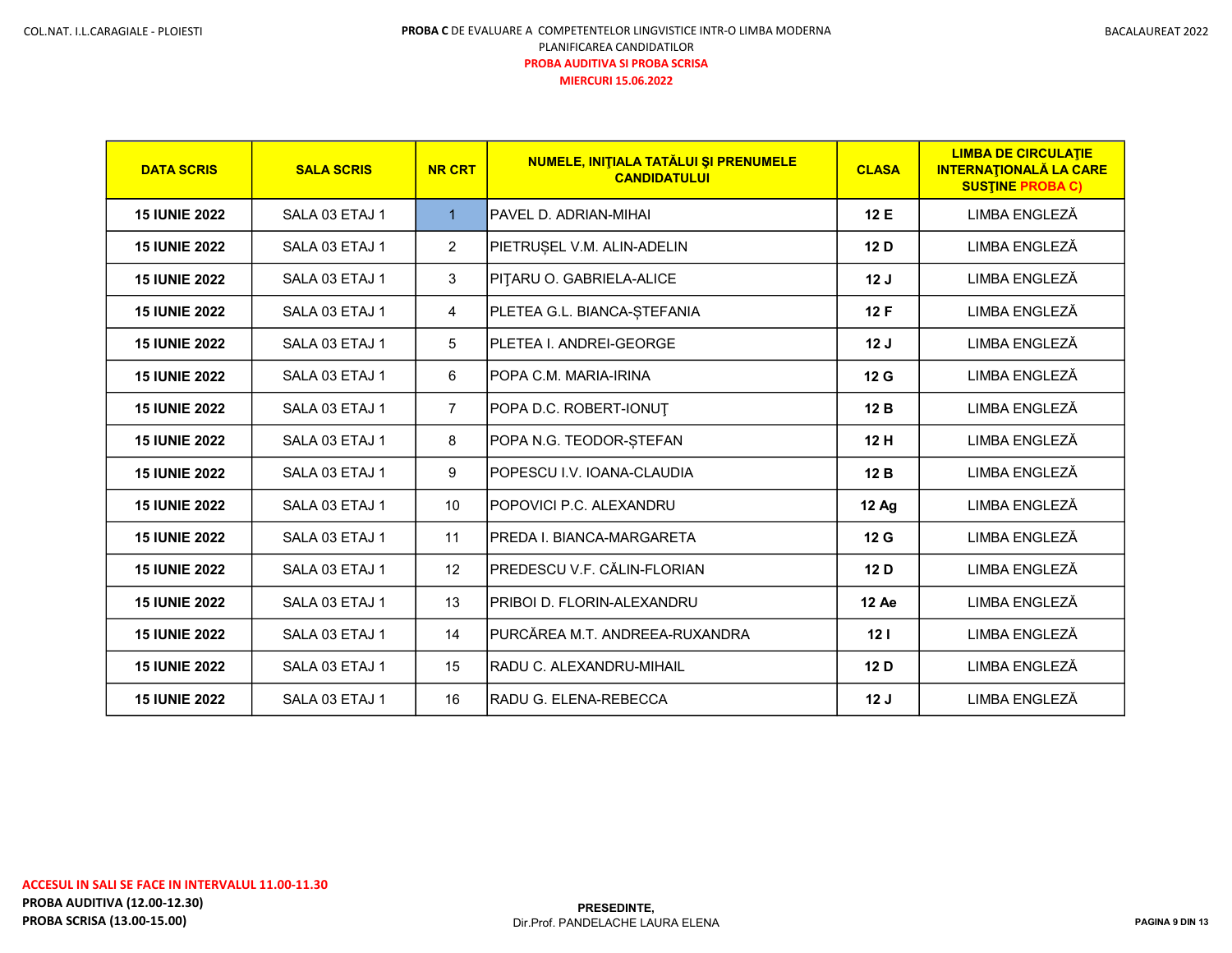**PROBA C** DE EVALUARE A COMPETENTELOR LINGVISTICE INTR-O LIMBA MODERNA

PLANIFICAREA CANDIDATILOR

PROBA AUDITIVA SI PROBA SCRISA

MIERCURI 15.06.2022

| DATA SCRIS | SALA SCRIS | NR CRT | NUMELE, INIŢIALA TATĂLUI ŞI PRENUMELE CANDIDATULUI | CLASA | LIMBA DE CIRCULAŢIE INTERNAŢIONALĂ LA CARE SUSŢINE PROBA C) |
|---|---|---|---|---|---|
| **15 IUNIE 2022** | SALA 03 ETAJ 1 | 1 | PAVEL D. ADRIAN-MIHAI | **12 E** | LIMBA ENGLEZĂ |
| **15 IUNIE 2022** | SALA 03 ETAJ 1 | 2 | PIETRUȘEL V.M. ALIN-ADELIN | **12 D** | LIMBA ENGLEZĂ |
| **15 IUNIE 2022** | SALA 03 ETAJ 1 | 3 | PIŢARU O. GABRIELA-ALICE | **12 J** | LIMBA ENGLEZĂ |
| **15 IUNIE 2022** | SALA 03 ETAJ 1 | 4 | PLETEA G.L. BIANCA-ȘTEFANIA | **12 F** | LIMBA ENGLEZĂ |
| **15 IUNIE 2022** | SALA 03 ETAJ 1 | 5 | PLETEA I. ANDREI-GEORGE | **12 J** | LIMBA ENGLEZĂ |
| **15 IUNIE 2022** | SALA 03 ETAJ 1 | 6 | POPA C.M. MARIA-IRINA | **12 G** | LIMBA ENGLEZĂ |
| **15 IUNIE 2022** | SALA 03 ETAJ 1 | 7 | POPA D.C. ROBERT-IONUŢ | **12 B** | LIMBA ENGLEZĂ |
| **15 IUNIE 2022** | SALA 03 ETAJ 1 | 8 | POPA N.G. TEODOR-ȘTEFAN | **12 H** | LIMBA ENGLEZĂ |
| **15 IUNIE 2022** | SALA 03 ETAJ 1 | 9 | POPESCU I.V. IOANA-CLAUDIA | **12 B** | LIMBA ENGLEZĂ |
| **15 IUNIE 2022** | SALA 03 ETAJ 1 | 10 | POPOVICI P.C. ALEXANDRU | **12 Ag** | LIMBA ENGLEZĂ |
| **15 IUNIE 2022** | SALA 03 ETAJ 1 | 11 | PREDA I. BIANCA-MARGARETA | **12 G** | LIMBA ENGLEZĂ |
| **15 IUNIE 2022** | SALA 03 ETAJ 1 | 12 | PREDESCU V.F. CĂLIN-FLORIAN | **12 D** | LIMBA ENGLEZĂ |
| **15 IUNIE 2022** | SALA 03 ETAJ 1 | 13 | PRIBOI D. FLORIN-ALEXANDRU | **12 Ae** | LIMBA ENGLEZĂ |
| **15 IUNIE 2022** | SALA 03 ETAJ 1 | 14 | PURCĂREA M.T. ANDREEA-RUXANDRA | **12 I** | LIMBA ENGLEZĂ |
| **15 IUNIE 2022** | SALA 03 ETAJ 1 | 15 | RADU C. ALEXANDRU-MIHAIL | **12 D** | LIMBA ENGLEZĂ |
| **15 IUNIE 2022** | SALA 03 ETAJ 1 | 16 | RADU G. ELENA-REBECCA | **12 J** | LIMBA ENGLEZĂ |

**ACCESUL IN SALI SE FACE IN INTERVALUL 11.00-11.30**

**PROBA AUDITIVA (12.00-12.30)**

**PROBA SCRISA (13.00-15.00)**

**PRESEDINTE,**

Dir.Prof. PANDELACHE LAURA ELENA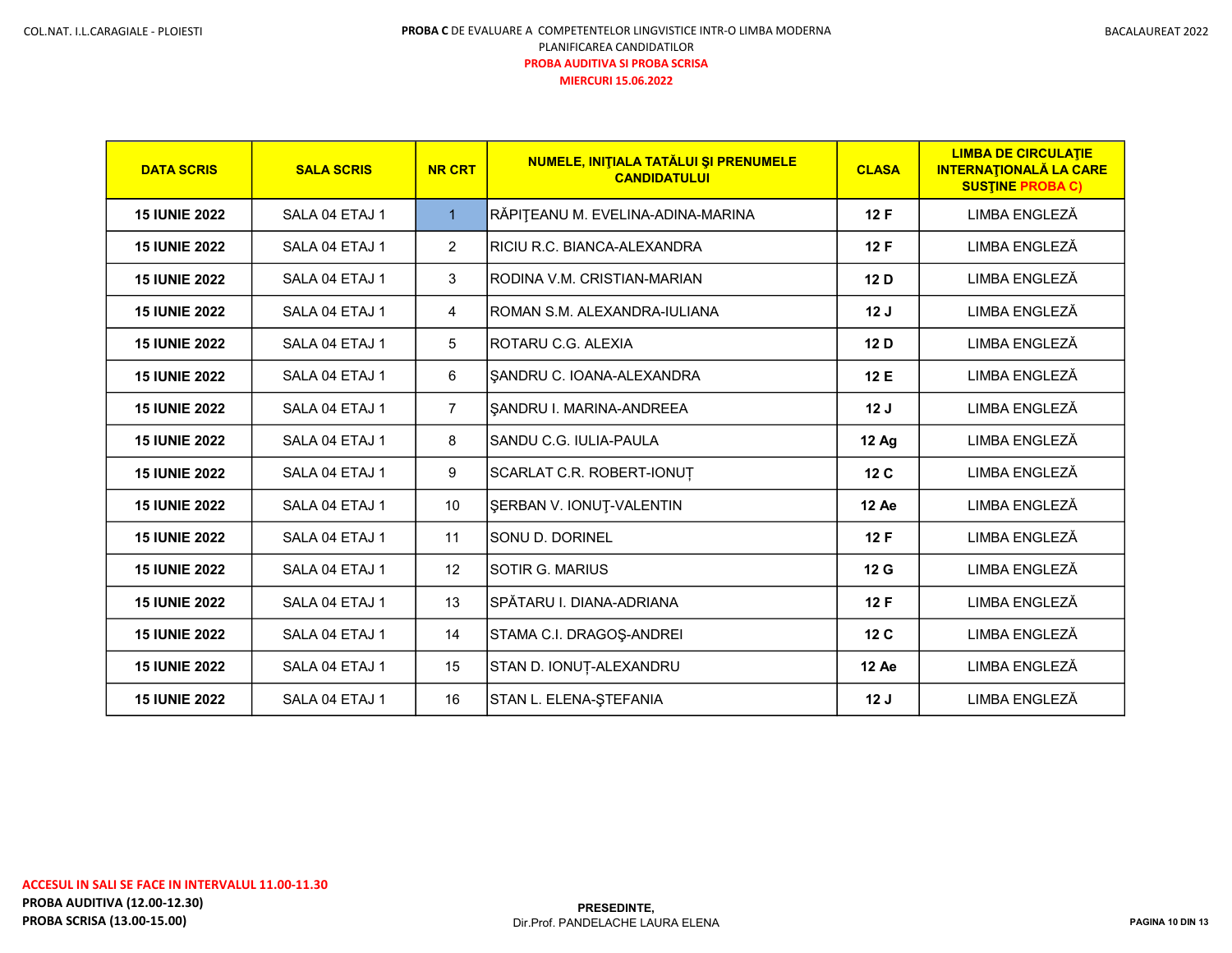COL.NAT. I.L.CARAGIALE - PLOIESTI

**PROBA C** DE EVALUARE A COMPETENTELOR LINGVISTICE INTR-O LIMBA MODERNA

PLANIFICAREA CANDIDATILOR

**PROBA AUDITIVA SI PROBA SCRISA**

**MIERCURI 15.06.2022**

BACALAUREAT 2022

| DATA SCRIS | SALA SCRIS | NR CRT | NUMELE, INIŢIALA TATĂLUI ŞI PRENUMELE CANDIDATULUI | CLASA | LIMBA DE CIRCULAŢIE INTERNAŢIONALĂ LA CARE SUSŢINE PROBA C) |
|---|---|---|---|---|---|
| **15 IUNIE 2022** | SALA 04 ETAJ 1 | 1 | RĂPIŢEANU M. EVELINA-ADINA-MARINA | **12 F** | LIMBA ENGLEZĂ |
| **15 IUNIE 2022** | SALA 04 ETAJ 1 | 2 | RICIU R.C. BIANCA-ALEXANDRA | **12 F** | LIMBA ENGLEZĂ |
| **15 IUNIE 2022** | SALA 04 ETAJ 1 | 3 | RODINA V.M. CRISTIAN-MARIAN | **12 D** | LIMBA ENGLEZĂ |
| **15 IUNIE 2022** | SALA 04 ETAJ 1 | 4 | ROMAN S.M. ALEXANDRA-IULIANA | **12 J** | LIMBA ENGLEZĂ |
| **15 IUNIE 2022** | SALA 04 ETAJ 1 | 5 | ROTARU C.G. ALEXIA | **12 D** | LIMBA ENGLEZĂ |
| **15 IUNIE 2022** | SALA 04 ETAJ 1 | 6 | ŞANDRU C. IOANA-ALEXANDRA | **12 E** | LIMBA ENGLEZĂ |
| **15 IUNIE 2022** | SALA 04 ETAJ 1 | 7 | ŞANDRU I. MARINA-ANDREEA | **12 J** | LIMBA ENGLEZĂ |
| **15 IUNIE 2022** | SALA 04 ETAJ 1 | 8 | SANDU C.G. IULIA-PAULA | **12 Ag** | LIMBA ENGLEZĂ |
| **15 IUNIE 2022** | SALA 04 ETAJ 1 | 9 | SCARLAT C.R. ROBERT-IONUȚ | **12 C** | LIMBA ENGLEZĂ |
| **15 IUNIE 2022** | SALA 04 ETAJ 1 | 10 | ŞERBAN V. IONUŢ-VALENTIN | **12 Ae** | LIMBA ENGLEZĂ |
| **15 IUNIE 2022** | SALA 04 ETAJ 1 | 11 | SONU D. DORINEL | **12 F** | LIMBA ENGLEZĂ |
| **15 IUNIE 2022** | SALA 04 ETAJ 1 | 12 | SOTIR G. MARIUS | **12 G** | LIMBA ENGLEZĂ |
| **15 IUNIE 2022** | SALA 04 ETAJ 1 | 13 | SPĂTARU I. DIANA-ADRIANA | **12 F** | LIMBA ENGLEZĂ |
| **15 IUNIE 2022** | SALA 04 ETAJ 1 | 14 | STAMA C.I. DRAGOŞ-ANDREI | **12 C** | LIMBA ENGLEZĂ |
| **15 IUNIE 2022** | SALA 04 ETAJ 1 | 15 | STAN D. IONUȚ-ALEXANDRU | **12 Ae** | LIMBA ENGLEZĂ |
| **15 IUNIE 2022** | SALA 04 ETAJ 1 | 16 | STAN L. ELENA-ŞTEFANIA | **12 J** | LIMBA ENGLEZĂ |

**ACCESUL IN SALI SE FACE IN INTERVALUL 11.00-11.30**

**PROBA AUDITIVA (12.00-12.30)**

**PROBA SCRISA (13.00-15.00)**

**PRESEDINTE,**

Dir.Prof. PANDELACHE LAURA ELENA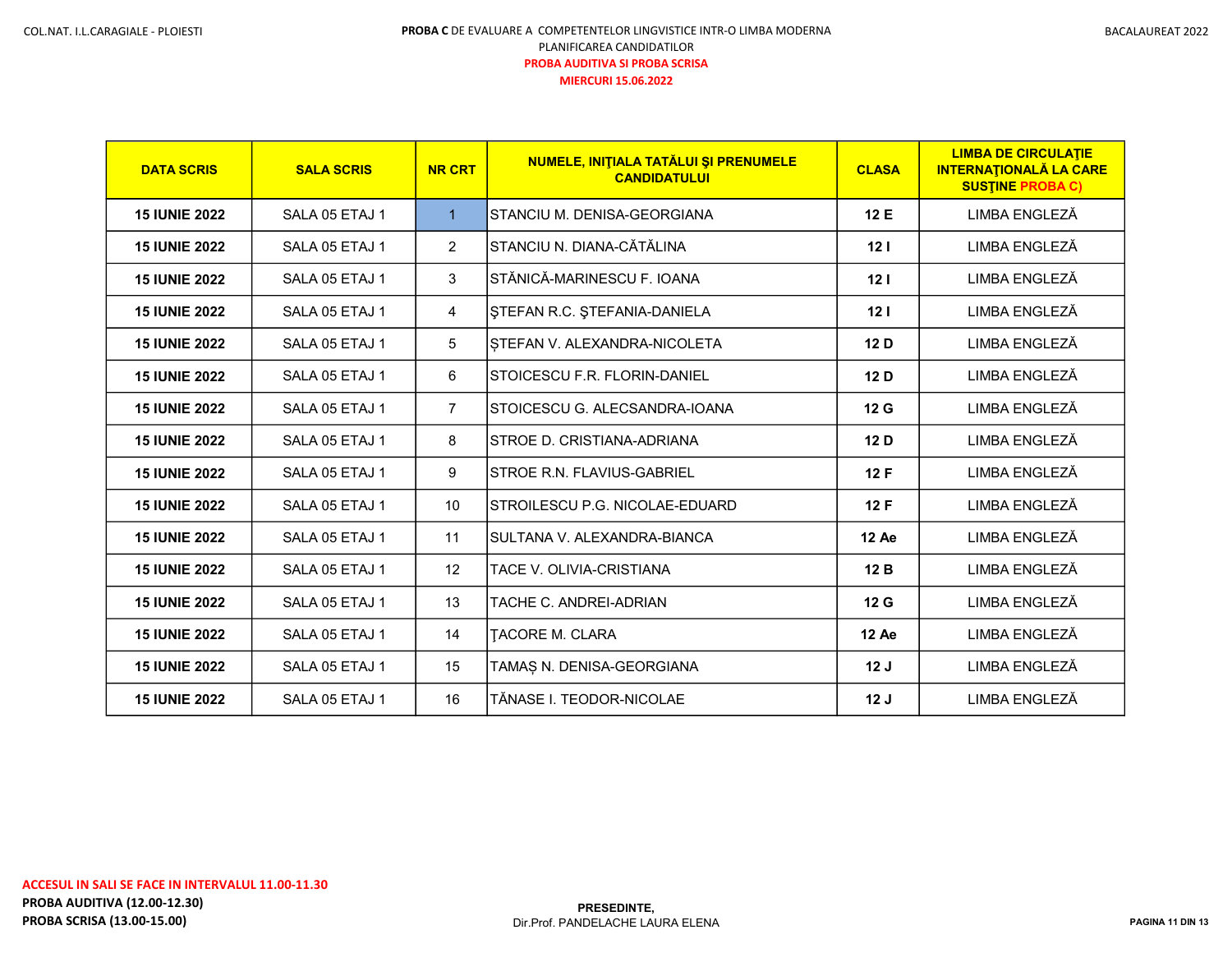**PROBA C** DE EVALUARE A COMPETENTELOR LINGVISTICE INTR-O LIMBA MODERNA

PLANIFICAREA CANDIDATILOR

**PROBA AUDITIVA SI PROBA SCRISA**

**MIERCURI 15.06.2022**

| DATA SCRIS | SALA SCRIS | NR CRT | NUMELE, INIŢIALA TATĂLUI ŞI PRENUMELE CANDIDATULUI | CLASA | LIMBA DE CIRCULAŢIE INTERNAŢIONALĂ LA CARE SUSŢINE PROBA C) |
|---|---|---|---|---|---|
| **15 IUNIE 2022** | SALA 05 ETAJ 1 | 1 | STANCIU M. DENISA-GEORGIANA | **12 E** | LIMBA ENGLEZĂ |
| **15 IUNIE 2022** | SALA 05 ETAJ 1 | 2 | STANCIU N. DIANA-CĂTĂLINA | **12 I** | LIMBA ENGLEZĂ |
| **15 IUNIE 2022** | SALA 05 ETAJ 1 | 3 | STĂNICĂ-MARINESCU F. IOANA | **12 I** | LIMBA ENGLEZĂ |
| **15 IUNIE 2022** | SALA 05 ETAJ 1 | 4 | ŞTEFAN R.C. ŞTEFANIA-DANIELA | **12 I** | LIMBA ENGLEZĂ |
| **15 IUNIE 2022** | SALA 05 ETAJ 1 | 5 | ȘTEFAN V. ALEXANDRA-NICOLETA | **12 D** | LIMBA ENGLEZĂ |
| **15 IUNIE 2022** | SALA 05 ETAJ 1 | 6 | STOICESCU F.R. FLORIN-DANIEL | **12 D** | LIMBA ENGLEZĂ |
| **15 IUNIE 2022** | SALA 05 ETAJ 1 | 7 | STOICESCU G. ALECSANDRA-IOANA | **12 G** | LIMBA ENGLEZĂ |
| **15 IUNIE 2022** | SALA 05 ETAJ 1 | 8 | STROE D. CRISTIANA-ADRIANA | **12 D** | LIMBA ENGLEZĂ |
| **15 IUNIE 2022** | SALA 05 ETAJ 1 | 9 | STROE R.N. FLAVIUS-GABRIEL | **12 F** | LIMBA ENGLEZĂ |
| **15 IUNIE 2022** | SALA 05 ETAJ 1 | 10 | STROILESCU P.G. NICOLAE-EDUARD | **12 F** | LIMBA ENGLEZĂ |
| **15 IUNIE 2022** | SALA 05 ETAJ 1 | 11 | SULTANA V. ALEXANDRA-BIANCA | **12 Ae** | LIMBA ENGLEZĂ |
| **15 IUNIE 2022** | SALA 05 ETAJ 1 | 12 | TACE V. OLIVIA-CRISTIANA | **12 B** | LIMBA ENGLEZĂ |
| **15 IUNIE 2022** | SALA 05 ETAJ 1 | 13 | TACHE C. ANDREI-ADRIAN | **12 G** | LIMBA ENGLEZĂ |
| **15 IUNIE 2022** | SALA 05 ETAJ 1 | 14 | ŢACORE M. CLARA | **12 Ae** | LIMBA ENGLEZĂ |
| **15 IUNIE 2022** | SALA 05 ETAJ 1 | 15 | TAMAȘ N. DENISA-GEORGIANA | **12 J** | LIMBA ENGLEZĂ |
| **15 IUNIE 2022** | SALA 05 ETAJ 1 | 16 | TĂNASE I. TEODOR-NICOLAE | **12 J** | LIMBA ENGLEZĂ |

**ACCESUL IN SALI SE FACE IN INTERVALUL 11.00-11.30**

**PROBA AUDITIVA (12.00-12.30)**

**PROBA SCRISA (13.00-15.00)**

**PRESEDINTE,**

Dir.Prof. PANDELACHE LAURA ELENA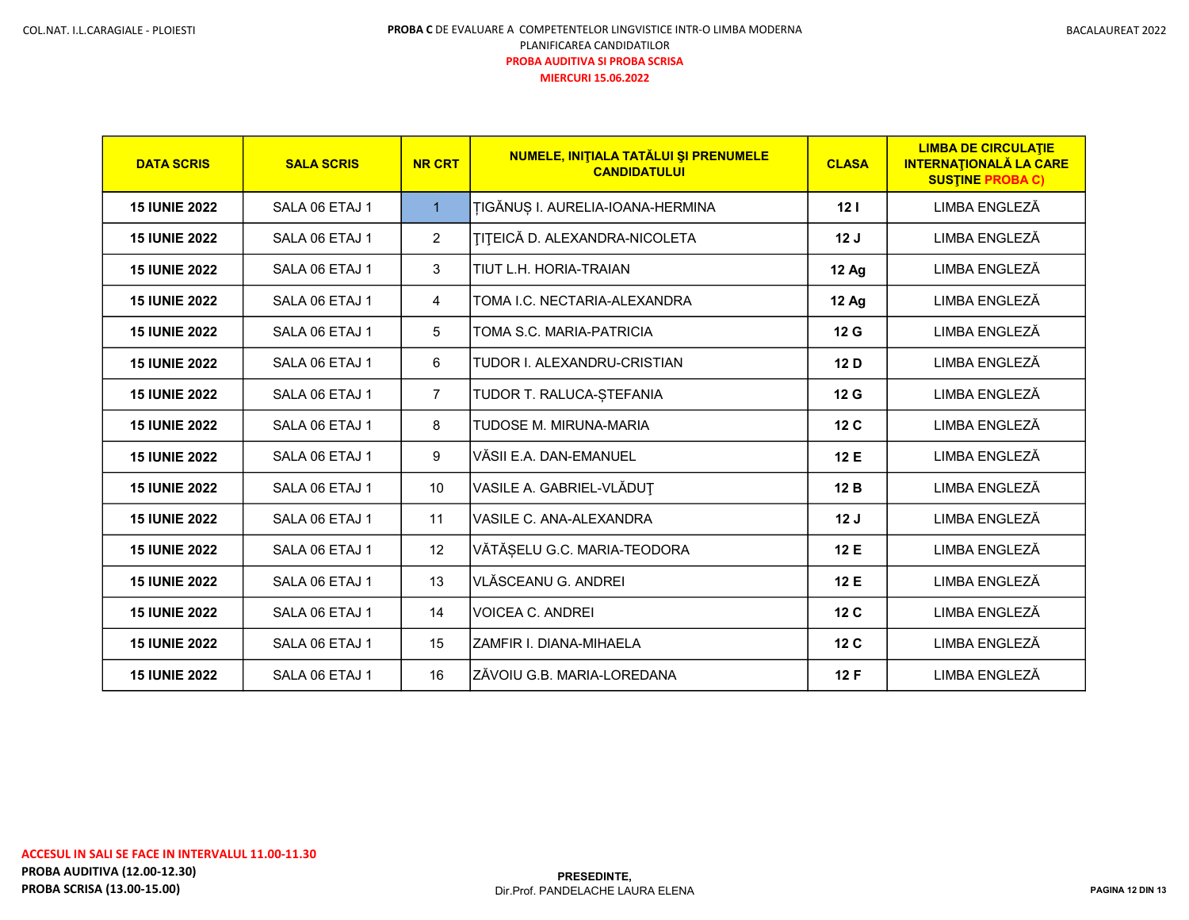**PROBA C** DE EVALUARE A COMPETENTELOR LINGVISTICE INTR-O LIMBA MODERNA

PLANIFICAREA CANDIDATILOR

**PROBA AUDITIVA SI PROBA SCRISA**

**MIERCURI 15.06.2022**

| DATA SCRIS | SALA SCRIS | NR CRT | NUMELE, INIŢIALA TATĂLUI ŞI PRENUMELE CANDIDATULUI | CLASA | LIMBA DE CIRCULAŢIE INTERNAŢIONALĂ LA CARE SUSŢINE PROBA C) |
|---|---|---|---|---|---|
| **15 IUNIE 2022** | SALA 06 ETAJ 1 | 1 | ȚIGĂNUȘ I. AURELIA-IOANA-HERMINA | **12 I** | LIMBA ENGLEZĂ |
| **15 IUNIE 2022** | SALA 06 ETAJ 1 | 2 | ŢIŢEICĂ D. ALEXANDRA-NICOLETA | **12 J** | LIMBA ENGLEZĂ |
| **15 IUNIE 2022** | SALA 06 ETAJ 1 | 3 | TIUT L.H. HORIA-TRAIAN | **12 Ag** | LIMBA ENGLEZĂ |
| **15 IUNIE 2022** | SALA 06 ETAJ 1 | 4 | TOMA I.C. NECTARIA-ALEXANDRA | **12 Ag** | LIMBA ENGLEZĂ |
| **15 IUNIE 2022** | SALA 06 ETAJ 1 | 5 | TOMA S.C. MARIA-PATRICIA | **12 G** | LIMBA ENGLEZĂ |
| **15 IUNIE 2022** | SALA 06 ETAJ 1 | 6 | TUDOR I. ALEXANDRU-CRISTIAN | **12 D** | LIMBA ENGLEZĂ |
| **15 IUNIE 2022** | SALA 06 ETAJ 1 | 7 | TUDOR T. RALUCA-ȘTEFANIA | **12 G** | LIMBA ENGLEZĂ |
| **15 IUNIE 2022** | SALA 06 ETAJ 1 | 8 | TUDOSE M. MIRUNA-MARIA | **12 C** | LIMBA ENGLEZĂ |
| **15 IUNIE 2022** | SALA 06 ETAJ 1 | 9 | VĂSII E.A. DAN-EMANUEL | **12 E** | LIMBA ENGLEZĂ |
| **15 IUNIE 2022** | SALA 06 ETAJ 1 | 10 | VASILE A. GABRIEL-VLĂDUŢ | **12 B** | LIMBA ENGLEZĂ |
| **15 IUNIE 2022** | SALA 06 ETAJ 1 | 11 | VASILE C. ANA-ALEXANDRA | **12 J** | LIMBA ENGLEZĂ |
| **15 IUNIE 2022** | SALA 06 ETAJ 1 | 12 | VĂTĂȘELU G.C. MARIA-TEODORA | **12 E** | LIMBA ENGLEZĂ |
| **15 IUNIE 2022** | SALA 06 ETAJ 1 | 13 | VLĂSCEANU G. ANDREI | **12 E** | LIMBA ENGLEZĂ |
| **15 IUNIE 2022** | SALA 06 ETAJ 1 | 14 | VOICEA C. ANDREI | **12 C** | LIMBA ENGLEZĂ |
| **15 IUNIE 2022** | SALA 06 ETAJ 1 | 15 | ZAMFIR I. DIANA-MIHAELA | **12 C** | LIMBA ENGLEZĂ |
| **15 IUNIE 2022** | SALA 06 ETAJ 1 | 16 | ZĂVOIU G.B. MARIA-LOREDANA | **12 F** | LIMBA ENGLEZĂ |

**ACCESUL IN SALI SE FACE IN INTERVALUL 11.00-11.30**

**PROBA AUDITIVA (12.00-12.30)**

**PROBA SCRISA (13.00-15.00)**

**PRESEDINTE,**

Dir.Prof. PANDELACHE LAURA ELENA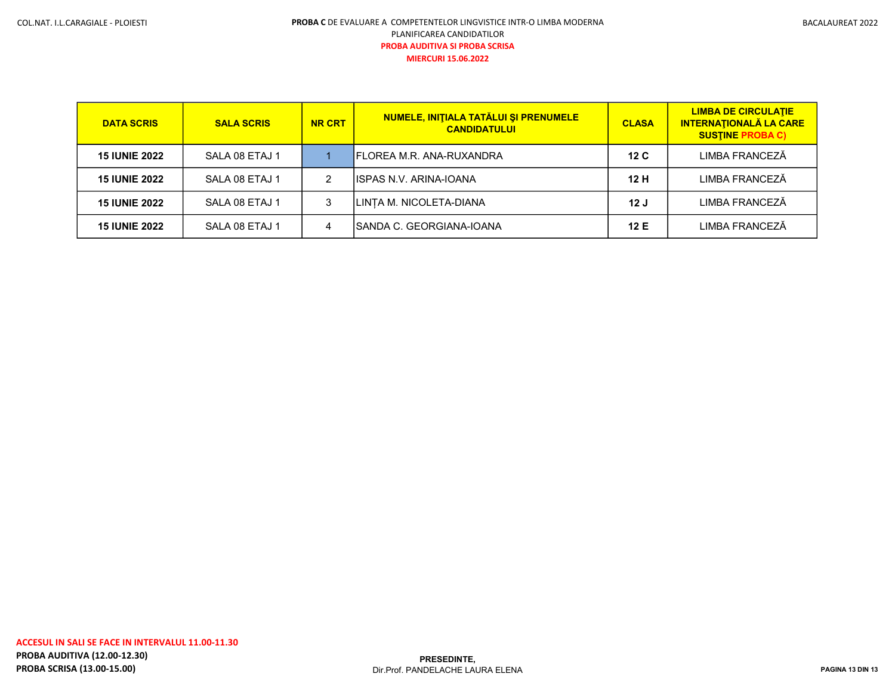COL.NAT. I.L.CARAGIALE - PLOIESTI

**PROBA C** DE EVALUARE A COMPETENTELOR LINGVISTICE INTR-O LIMBA MODERNA
PLANIFICAREA CANDIDATILOR
**PROBA AUDITIVA SI PROBA SCRISA**
**MIERCURI 15.06.2022**

BACALAUREAT 2022

| DATA SCRIS | SALA SCRIS | NR CRT | NUMELE, INIŢIALA TATĂLUI ŞI PRENUMELE CANDIDATULUI | CLASA | LIMBA DE CIRCULAŢIE INTERNAŢIONALĂ LA CARE SUSŢINE PROBA C) |
|---|---|---|---|---|---|
| **15 IUNIE 2022** | SALA 08 ETAJ 1 | 1 | FLOREA M.R. ANA-RUXANDRA | **12 C** | LIMBA FRANCEZĂ |
| **15 IUNIE 2022** | SALA 08 ETAJ 1 | 2 | ISPAS N.V. ARINA-IOANA | **12 H** | LIMBA FRANCEZĂ |
| **15 IUNIE 2022** | SALA 08 ETAJ 1 | 3 | LINȚA M. NICOLETA-DIANA | **12 J** | LIMBA FRANCEZĂ |
| **15 IUNIE 2022** | SALA 08 ETAJ 1 | 4 | SANDA C. GEORGIANA-IOANA | **12 E** | LIMBA FRANCEZĂ |

**ACCESUL IN SALI SE FACE IN INTERVALUL 11.00-11.30**
**PROBA AUDITIVA (12.00-12.30)**
**PROBA SCRISA (13.00-15.00)**

**PRESEDINTE,**
Dir.Prof. PANDELACHE LAURA ELENA